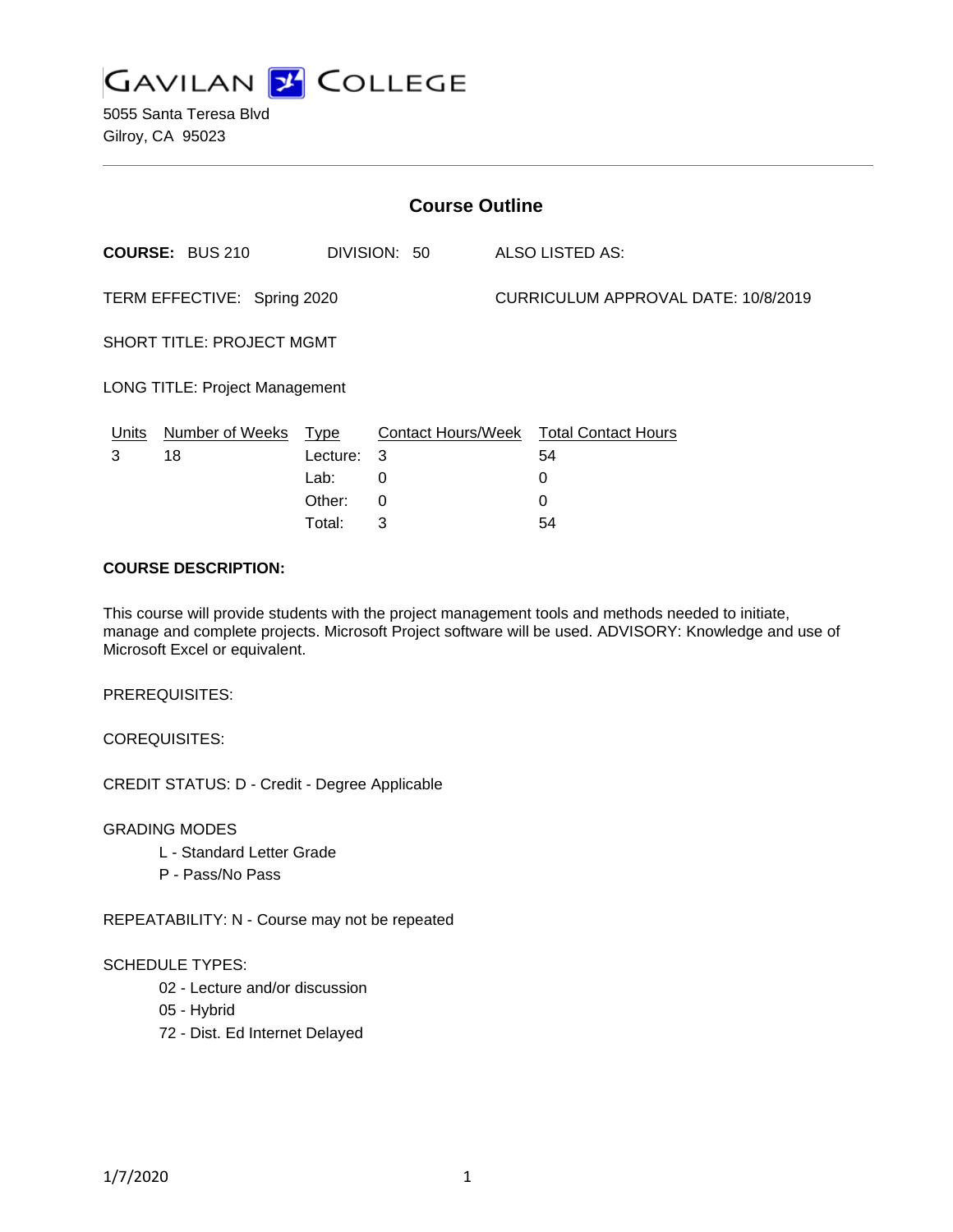# GAVILAN COLLEGE

5055 Santa Teresa Blvd
Gilroy, CA 95023

## Course Outline

**COURSE:** BUS 210 DIVISION: 50 ALSO LISTED AS:

TERM EFFECTIVE: Spring 2020 CURRICULUM APPROVAL DATE: 10/8/2019

SHORT TITLE: PROJECT MGMT

LONG TITLE: Project Management

| Units | Number of Weeks | Type | Contact Hours/Week | Total Contact Hours |
|---|---|---|---|---|
| 3 | 18 | Lecture: | 3 | 54 |
| | | Lab: | 0 | 0 |
| | | Other: | 0 | 0 |
| | | Total: | 3 | 54 |

**COURSE DESCRIPTION:**

This course will provide students with the project management tools and methods needed to initiate, manage and complete projects. Microsoft Project software will be used. ADVISORY: Knowledge and use of Microsoft Excel or equivalent.

PREREQUISITES:

COREQUISITES:

CREDIT STATUS: D - Credit - Degree Applicable

GRADING MODES

- L - Standard Letter Grade
- P - Pass/No Pass

REPEATABILITY: N - Course may not be repeated

SCHEDULE TYPES:

- 02 - Lecture and/or discussion
- 05 - Hybrid
- 72 - Dist. Ed Internet Delayed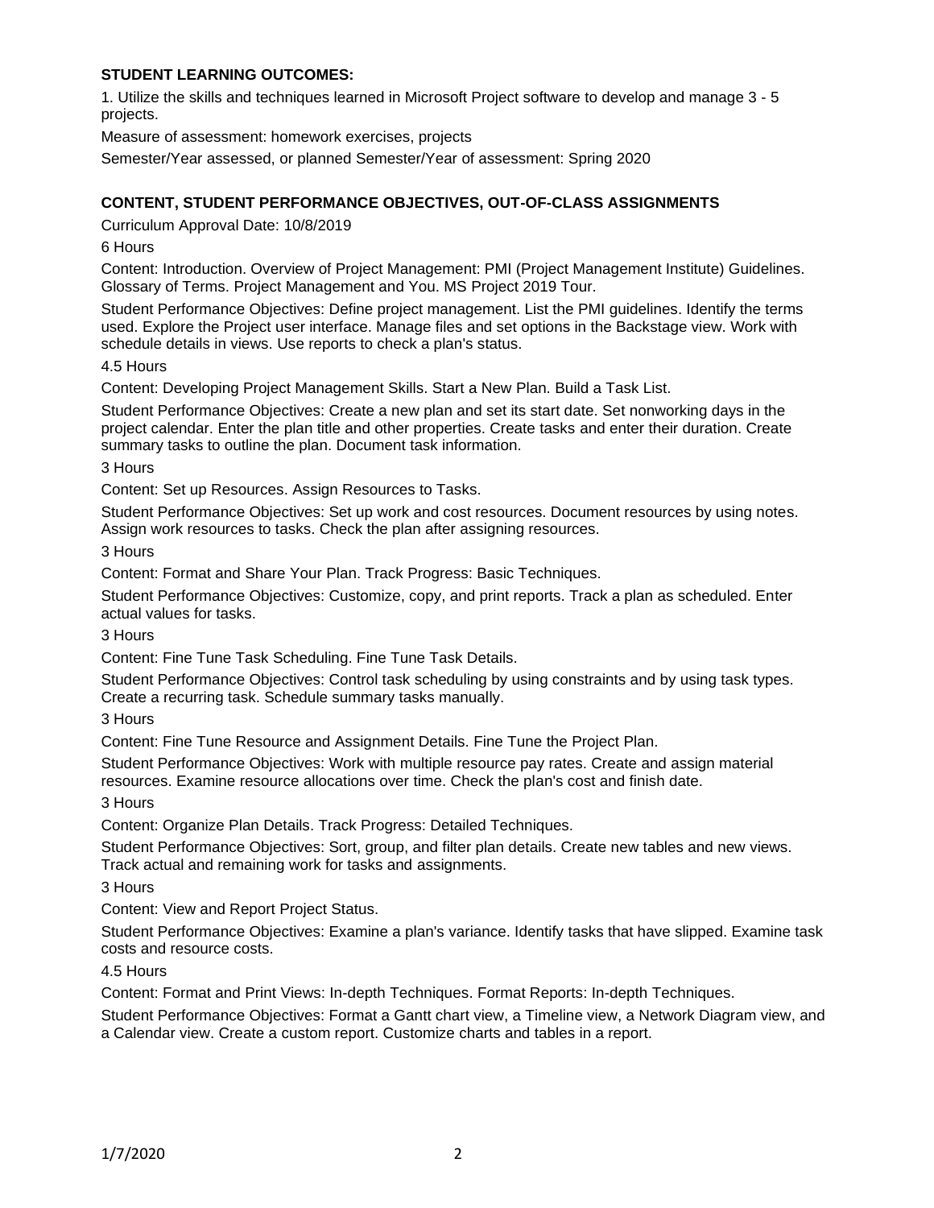## STUDENT LEARNING OUTCOMES:

1. Utilize the skills and techniques learned in Microsoft Project software to develop and manage 3 - 5 projects.

Measure of assessment: homework exercises, projects

Semester/Year assessed, or planned Semester/Year of assessment: Spring 2020

## CONTENT, STUDENT PERFORMANCE OBJECTIVES, OUT-OF-CLASS ASSIGNMENTS

Curriculum Approval Date: 10/8/2019

6 Hours

Content: Introduction. Overview of Project Management: PMI (Project Management Institute) Guidelines. Glossary of Terms. Project Management and You. MS Project 2019 Tour.

Student Performance Objectives: Define project management. List the PMI guidelines. Identify the terms used. Explore the Project user interface. Manage files and set options in the Backstage view. Work with schedule details in views. Use reports to check a plan's status.

4.5 Hours

Content: Developing Project Management Skills. Start a New Plan. Build a Task List.

Student Performance Objectives: Create a new plan and set its start date. Set nonworking days in the project calendar. Enter the plan title and other properties. Create tasks and enter their duration. Create summary tasks to outline the plan. Document task information.

3 Hours

Content: Set up Resources. Assign Resources to Tasks.

Student Performance Objectives: Set up work and cost resources. Document resources by using notes. Assign work resources to tasks. Check the plan after assigning resources.

3 Hours

Content: Format and Share Your Plan. Track Progress: Basic Techniques.

Student Performance Objectives: Customize, copy, and print reports. Track a plan as scheduled. Enter actual values for tasks.

3 Hours

Content: Fine Tune Task Scheduling. Fine Tune Task Details.

Student Performance Objectives: Control task scheduling by using constraints and by using task types. Create a recurring task. Schedule summary tasks manually.

3 Hours

Content: Fine Tune Resource and Assignment Details. Fine Tune the Project Plan.

Student Performance Objectives: Work with multiple resource pay rates. Create and assign material resources. Examine resource allocations over time. Check the plan's cost and finish date.

3 Hours

Content: Organize Plan Details. Track Progress: Detailed Techniques.

Student Performance Objectives: Sort, group, and filter plan details. Create new tables and new views. Track actual and remaining work for tasks and assignments.

3 Hours

Content: View and Report Project Status.

Student Performance Objectives: Examine a plan's variance. Identify tasks that have slipped. Examine task costs and resource costs.

4.5 Hours

Content: Format and Print Views: In-depth Techniques. Format Reports: In-depth Techniques.

Student Performance Objectives: Format a Gantt chart view, a Timeline view, a Network Diagram view, and a Calendar view. Create a custom report. Customize charts and tables in a report.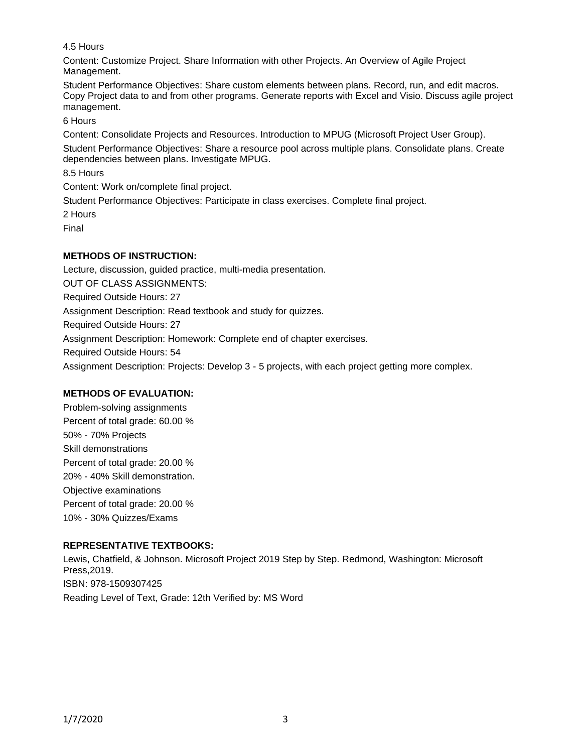4.5 Hours

Content: Customize Project. Share Information with other Projects. An Overview of Agile Project Management.

Student Performance Objectives: Share custom elements between plans. Record, run, and edit macros. Copy Project data to and from other programs. Generate reports with Excel and Visio. Discuss agile project management.

6 Hours

Content: Consolidate Projects and Resources. Introduction to MPUG (Microsoft Project User Group).

Student Performance Objectives: Share a resource pool across multiple plans. Consolidate plans. Create dependencies between plans. Investigate MPUG.

8.5 Hours

Content: Work on/complete final project.

Student Performance Objectives: Participate in class exercises. Complete final project.

2 Hours

Final

**METHODS OF INSTRUCTION:**

Lecture, discussion, guided practice, multi-media presentation.

OUT OF CLASS ASSIGNMENTS:

Required Outside Hours: 27

Assignment Description: Read textbook and study for quizzes.

Required Outside Hours: 27

Assignment Description: Homework: Complete end of chapter exercises.

Required Outside Hours: 54

Assignment Description: Projects: Develop 3 - 5 projects, with each project getting more complex.

**METHODS OF EVALUATION:**

Problem-solving assignments

Percent of total grade: 60.00 %

50% - 70% Projects

Skill demonstrations

Percent of total grade: 20.00 %

20% - 40% Skill demonstration.

Objective examinations

Percent of total grade: 20.00 %

10% - 30% Quizzes/Exams

**REPRESENTATIVE TEXTBOOKS:**

Lewis, Chatfield, & Johnson. Microsoft Project 2019 Step by Step. Redmond, Washington: Microsoft Press,2019.

ISBN: 978-1509307425

Reading Level of Text, Grade: 12th Verified by: MS Word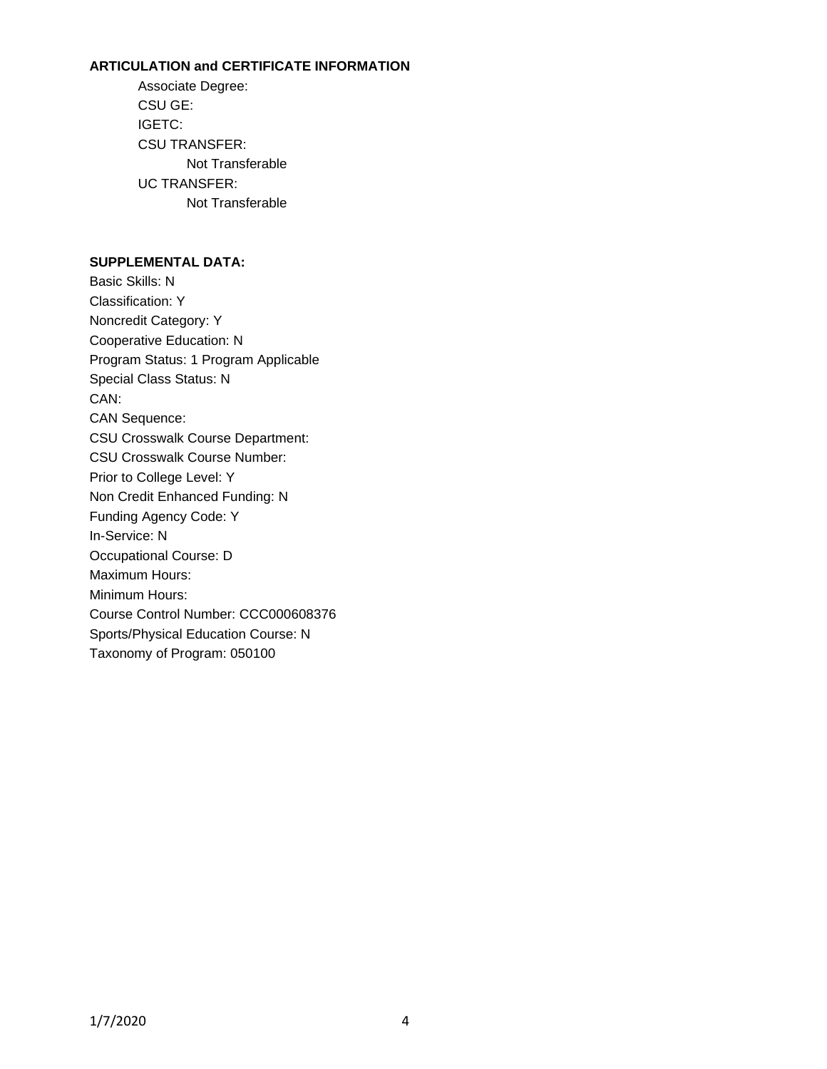**ARTICULATION and CERTIFICATE INFORMATION**

Associate Degree:

CSU GE:

IGETC:

CSU TRANSFER:

Not Transferable

UC TRANSFER:

Not Transferable

**SUPPLEMENTAL DATA:**

Basic Skills: N

Classification: Y

Noncredit Category: Y

Cooperative Education: N

Program Status: 1 Program Applicable

Special Class Status: N

CAN:

CAN Sequence:

CSU Crosswalk Course Department:

CSU Crosswalk Course Number:

Prior to College Level: Y

Non Credit Enhanced Funding: N

Funding Agency Code: Y

In-Service: N

Occupational Course: D

Maximum Hours:

Minimum Hours:

Course Control Number: CCC000608376

Sports/Physical Education Course: N

Taxonomy of Program: 050100